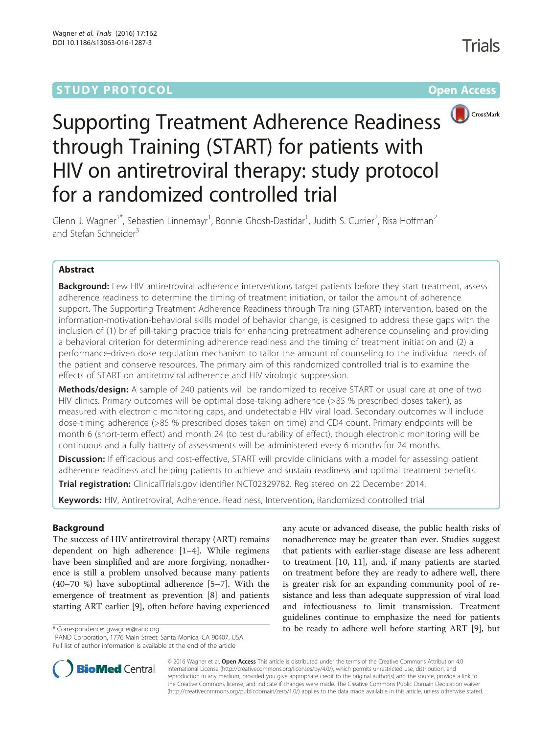STUDY PROTOCOL

Open Access

# Supporting Treatment Adherence Readiness through Training (START) for patients with HIV on antiretroviral therapy: study protocol for a randomized controlled trial

Glenn J. Wagner[1*], Sebastien Linnemayr[1], Bonnie Ghosh-Dastidar[1], Judith S. Currier[2], Risa Hoffman[2] and Stefan Schneider[3]

## Abstract

**Background:** Few HIV antiretroviral adherence interventions target patients before they start treatment, assess adherence readiness to determine the timing of treatment initiation, or tailor the amount of adherence support. The Supporting Treatment Adherence Readiness through Training (START) intervention, based on the information-motivation-behavioral skills model of behavior change, is designed to address these gaps with the inclusion of (1) brief pill-taking practice trials for enhancing pretreatment adherence counseling and providing a behavioral criterion for determining adherence readiness and the timing of treatment initiation and (2) a performance-driven dose regulation mechanism to tailor the amount of counseling to the individual needs of the patient and conserve resources. The primary aim of this randomized controlled trial is to examine the effects of START on antiretroviral adherence and HIV virologic suppression.

**Methods/design:** A sample of 240 patients will be randomized to receive START or usual care at one of two HIV clinics. Primary outcomes will be optimal dose-taking adherence (>85 % prescribed doses taken), as measured with electronic monitoring caps, and undetectable HIV viral load. Secondary outcomes will include dose-timing adherence (>85 % prescribed doses taken on time) and CD4 count. Primary endpoints will be month 6 (short-term effect) and month 24 (to test durability of effect), though electronic monitoring will be continuous and a fully battery of assessments will be administered every 6 months for 24 months.

**Discussion:** If efficacious and cost-effective, START will provide clinicians with a model for assessing patient adherence readiness and helping patients to achieve and sustain readiness and optimal treatment benefits.

**Trial registration:** ClinicalTrials.gov identifier NCT02329782. Registered on 22 December 2014.

**Keywords:** HIV, Antiretroviral, Adherence, Readiness, Intervention, Randomized controlled trial

## Background

The success of HIV antiretroviral therapy (ART) remains dependent on high adherence [1–4]. While regimens have been simplified and are more forgiving, nonadherence is still a problem unsolved because many patients (40–70 %) have suboptimal adherence [5–7]. With the emergence of treatment as prevention [8] and patients starting ART earlier [9], often before having experienced any acute or advanced disease, the public health risks of nonadherence may be greater than ever. Studies suggest that patients with earlier-stage disease are less adherent to treatment [10, 11], and, if many patients are started on treatment before they are ready to adhere well, there is greater risk for an expanding community pool of resistance and less than adequate suppression of viral load and infectiousness to limit transmission. Treatment guidelines continue to emphasize the need for patients to be ready to adhere well before starting ART [9], but

\* Correspondence: gwagner@rand.org
[1]RAND Corporation, 1776 Main Street, Santa Monica, CA 90407, USA
Full list of author information is available at the end of the article

© 2016 Wagner et al. **Open Access** This article is distributed under the terms of the Creative Commons Attribution 4.0 International License (http://creativecommons.org/licenses/by/4.0/), which permits unrestricted use, distribution, and reproduction in any medium, provided you give appropriate credit to the original author(s) and the source, provide a link to the Creative Commons license, and indicate if changes were made. The Creative Commons Public Domain Dedication waiver (http://creativecommons.org/publicdomain/zero/1.0/) applies to the data made available in this article, unless otherwise stated.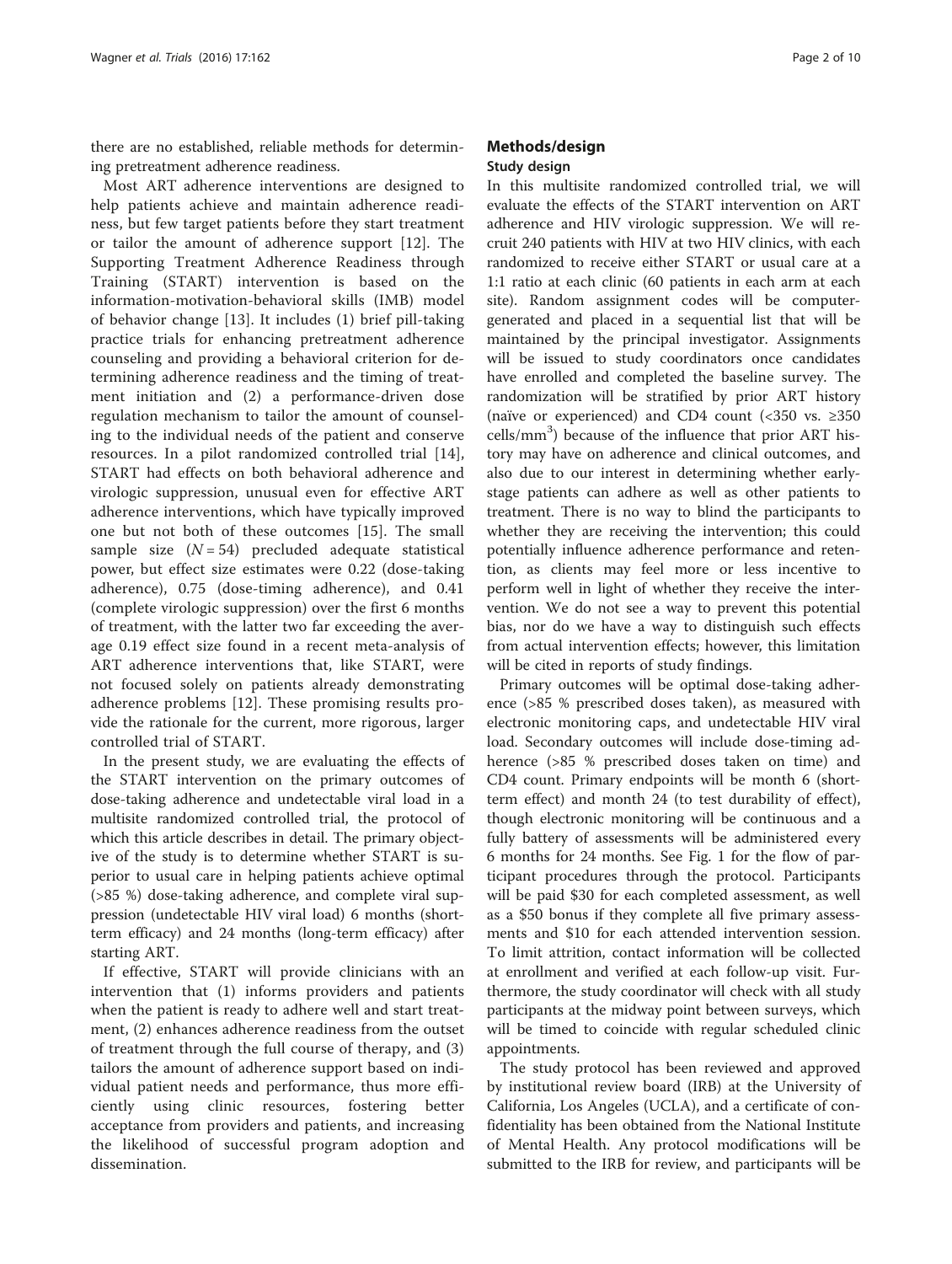there are no established, reliable methods for determining pretreatment adherence readiness.

Most ART adherence interventions are designed to help patients achieve and maintain adherence readiness, but few target patients before they start treatment or tailor the amount of adherence support [12]. The Supporting Treatment Adherence Readiness through Training (START) intervention is based on the information-motivation-behavioral skills (IMB) model of behavior change [13]. It includes (1) brief pill-taking practice trials for enhancing pretreatment adherence counseling and providing a behavioral criterion for determining adherence readiness and the timing of treatment initiation and (2) a performance-driven dose regulation mechanism to tailor the amount of counseling to the individual needs of the patient and conserve resources. In a pilot randomized controlled trial [14], START had effects on both behavioral adherence and virologic suppression, unusual even for effective ART adherence interventions, which have typically improved one but not both of these outcomes [15]. The small sample size ($N = 54$) precluded adequate statistical power, but effect size estimates were 0.22 (dose-taking adherence), 0.75 (dose-timing adherence), and 0.41 (complete virologic suppression) over the first 6 months of treatment, with the latter two far exceeding the average 0.19 effect size found in a recent meta-analysis of ART adherence interventions that, like START, were not focused solely on patients already demonstrating adherence problems [12]. These promising results provide the rationale for the current, more rigorous, larger controlled trial of START.

In the present study, we are evaluating the effects of the START intervention on the primary outcomes of dose-taking adherence and undetectable viral load in a multisite randomized controlled trial, the protocol of which this article describes in detail. The primary objective of the study is to determine whether START is superior to usual care in helping patients achieve optimal (>85 %) dose-taking adherence, and complete viral suppression (undetectable HIV viral load) 6 months (short-term efficacy) and 24 months (long-term efficacy) after starting ART.

If effective, START will provide clinicians with an intervention that (1) informs providers and patients when the patient is ready to adhere well and start treatment, (2) enhances adherence readiness from the outset of treatment through the full course of therapy, and (3) tailors the amount of adherence support based on individual patient needs and performance, thus more efficiently using clinic resources, fostering better acceptance from providers and patients, and increasing the likelihood of successful program adoption and dissemination.

## Methods/design

### Study design

In this multisite randomized controlled trial, we will evaluate the effects of the START intervention on ART adherence and HIV virologic suppression. We will recruit 240 patients with HIV at two HIV clinics, with each randomized to receive either START or usual care at a 1:1 ratio at each clinic (60 patients in each arm at each site). Random assignment codes will be computer-generated and placed in a sequential list that will be maintained by the principal investigator. Assignments will be issued to study coordinators once candidates have enrolled and completed the baseline survey. The randomization will be stratified by prior ART history (naïve or experienced) and CD4 count (<350 vs. ≥350 cells/mm$^3$) because of the influence that prior ART history may have on adherence and clinical outcomes, and also due to our interest in determining whether early-stage patients can adhere as well as other patients to treatment. There is no way to blind the participants to whether they are receiving the intervention; this could potentially influence adherence performance and retention, as clients may feel more or less incentive to perform well in light of whether they receive the intervention. We do not see a way to prevent this potential bias, nor do we have a way to distinguish such effects from actual intervention effects; however, this limitation will be cited in reports of study findings.

Primary outcomes will be optimal dose-taking adherence (>85 % prescribed doses taken), as measured with electronic monitoring caps, and undetectable HIV viral load. Secondary outcomes will include dose-timing adherence (>85 % prescribed doses taken on time) and CD4 count. Primary endpoints will be month 6 (short-term effect) and month 24 (to test durability of effect), though electronic monitoring will be continuous and a fully battery of assessments will be administered every 6 months for 24 months. See Fig. 1 for the flow of participant procedures through the protocol. Participants will be paid $30 for each completed assessment, as well as a $50 bonus if they complete all five primary assessments and $10 for each attended intervention session. To limit attrition, contact information will be collected at enrollment and verified at each follow-up visit. Furthermore, the study coordinator will check with all study participants at the midway point between surveys, which will be timed to coincide with regular scheduled clinic appointments.

The study protocol has been reviewed and approved by institutional review board (IRB) at the University of California, Los Angeles (UCLA), and a certificate of confidentiality has been obtained from the National Institute of Mental Health. Any protocol modifications will be submitted to the IRB for review, and participants will be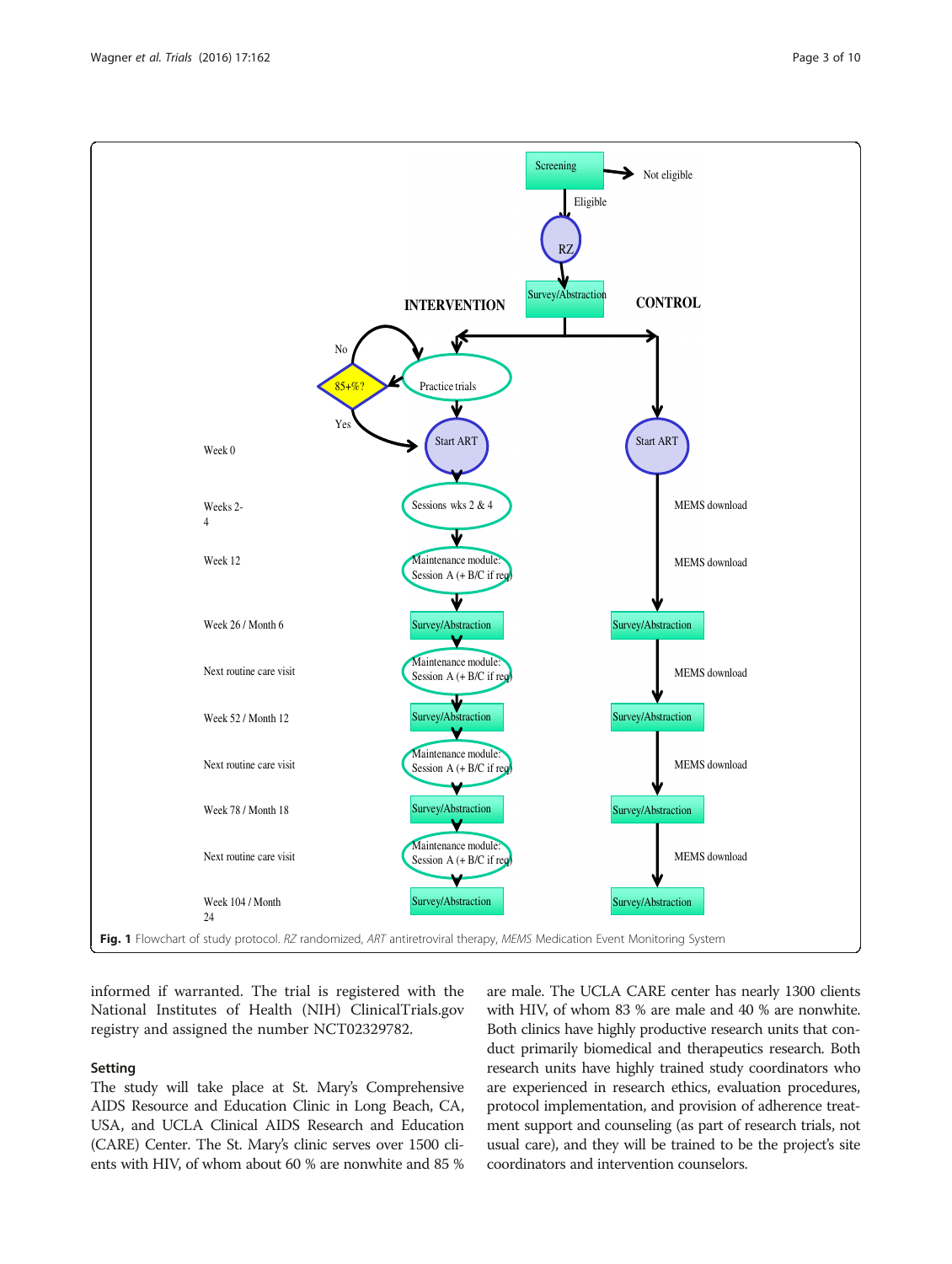Fig. 1 Flowchart of study protocol. *RZ* randomized, *ART* antiretroviral therapy, *MEMS* Medication Event Monitoring System

informed if warranted. The trial is registered with the National Institutes of Health (NIH) ClinicalTrials.gov registry and assigned the number NCT02329782.

## Setting

The study will take place at St. Mary's Comprehensive AIDS Resource and Education Clinic in Long Beach, CA, USA, and UCLA Clinical AIDS Research and Education (CARE) Center. The St. Mary's clinic serves over 1500 clients with HIV, of whom about 60 % are nonwhite and 85 % are male. The UCLA CARE center has nearly 1300 clients with HIV, of whom 83 % are male and 40 % are nonwhite. Both clinics have highly productive research units that conduct primarily biomedical and therapeutics research. Both research units have highly trained study coordinators who are experienced in research ethics, evaluation procedures, protocol implementation, and provision of adherence treatment support and counseling (as part of research trials, not usual care), and they will be trained to be the project's site coordinators and intervention counselors.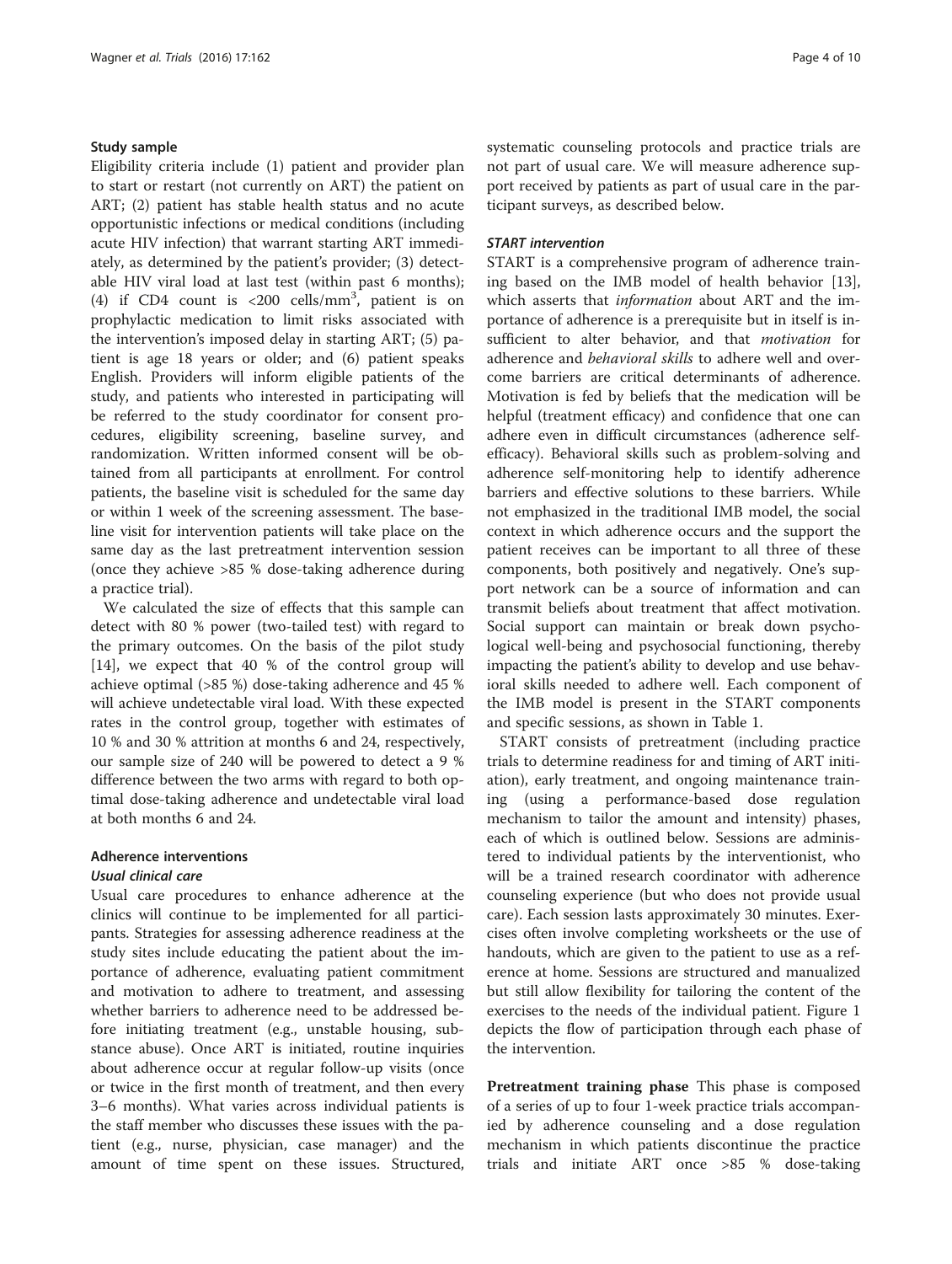### Study sample

Eligibility criteria include (1) patient and provider plan to start or restart (not currently on ART) the patient on ART; (2) patient has stable health status and no acute opportunistic infections or medical conditions (including acute HIV infection) that warrant starting ART immediately, as determined by the patient's provider; (3) detectable HIV viral load at last test (within past 6 months); (4) if CD4 count is <200 cells/mm$^3$, patient is on prophylactic medication to limit risks associated with the intervention's imposed delay in starting ART; (5) patient is age 18 years or older; and (6) patient speaks English. Providers will inform eligible patients of the study, and patients who interested in participating will be referred to the study coordinator for consent procedures, eligibility screening, baseline survey, and randomization. Written informed consent will be obtained from all participants at enrollment. For control patients, the baseline visit is scheduled for the same day or within 1 week of the screening assessment. The baseline visit for intervention patients will take place on the same day as the last pretreatment intervention session (once they achieve >85 % dose-taking adherence during a practice trial).

We calculated the size of effects that this sample can detect with 80 % power (two-tailed test) with regard to the primary outcomes. On the basis of the pilot study [14], we expect that 40 % of the control group will achieve optimal (>85 %) dose-taking adherence and 45 % will achieve undetectable viral load. With these expected rates in the control group, together with estimates of 10 % and 30 % attrition at months 6 and 24, respectively, our sample size of 240 will be powered to detect a 9 % difference between the two arms with regard to both optimal dose-taking adherence and undetectable viral load at both months 6 and 24.

### Adherence interventions

#### *Usual clinical care*

Usual care procedures to enhance adherence at the clinics will continue to be implemented for all participants. Strategies for assessing adherence readiness at the study sites include educating the patient about the importance of adherence, evaluating patient commitment and motivation to adhere to treatment, and assessing whether barriers to adherence need to be addressed before initiating treatment (e.g., unstable housing, substance abuse). Once ART is initiated, routine inquiries about adherence occur at regular follow-up visits (once or twice in the first month of treatment, and then every 3–6 months). What varies across individual patients is the staff member who discusses these issues with the patient (e.g., nurse, physician, case manager) and the amount of time spent on these issues. Structured, systematic counseling protocols and practice trials are not part of usual care. We will measure adherence support received by patients as part of usual care in the participant surveys, as described below.

#### *START intervention*

START is a comprehensive program of adherence training based on the IMB model of health behavior [13], which asserts that *information* about ART and the importance of adherence is a prerequisite but in itself is insufficient to alter behavior, and that *motivation* for adherence and *behavioral skills* to adhere well and overcome barriers are critical determinants of adherence. Motivation is fed by beliefs that the medication will be helpful (treatment efficacy) and confidence that one can adhere even in difficult circumstances (adherence self-efficacy). Behavioral skills such as problem-solving and adherence self-monitoring help to identify adherence barriers and effective solutions to these barriers. While not emphasized in the traditional IMB model, the social context in which adherence occurs and the support the patient receives can be important to all three of these components, both positively and negatively. One's support network can be a source of information and can transmit beliefs about treatment that affect motivation. Social support can maintain or break down psychological well-being and psychosocial functioning, thereby impacting the patient's ability to develop and use behavioral skills needed to adhere well. Each component of the IMB model is present in the START components and specific sessions, as shown in Table 1.

START consists of pretreatment (including practice trials to determine readiness for and timing of ART initiation), early treatment, and ongoing maintenance training (using a performance-based dose regulation mechanism to tailor the amount and intensity) phases, each of which is outlined below. Sessions are administered to individual patients by the interventionist, who will be a trained research coordinator with adherence counseling experience (but who does not provide usual care). Each session lasts approximately 30 minutes. Exercises often involve completing worksheets or the use of handouts, which are given to the patient to use as a reference at home. Sessions are structured and manualized but still allow flexibility for tailoring the content of the exercises to the needs of the individual patient. Figure 1 depicts the flow of participation through each phase of the intervention.

**Pretreatment training phase** This phase is composed of a series of up to four 1-week practice trials accompanied by adherence counseling and a dose regulation mechanism in which patients discontinue the practice trials and initiate ART once >85 % dose-taking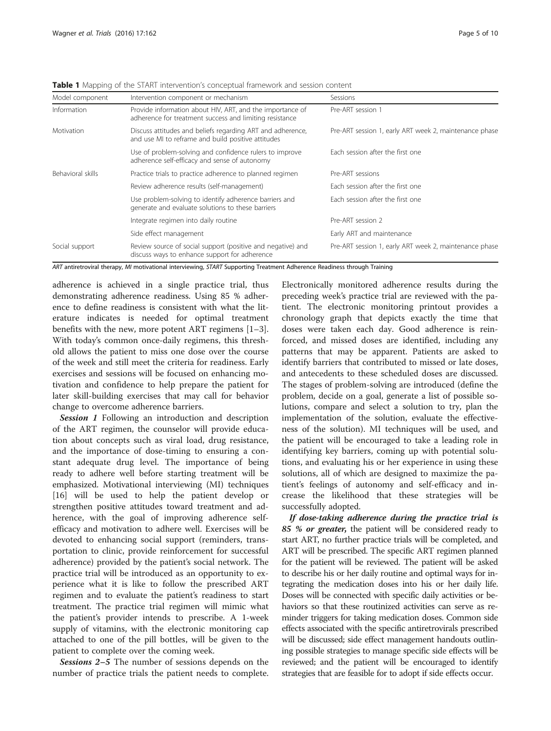**Table 1** Mapping of the START intervention's conceptual framework and session content

| Model component | Intervention component or mechanism | Sessions |
|---|---|---|
| Information | Provide information about HIV, ART, and the importance of adherence for treatment success and limiting resistance | Pre-ART session 1 |
| Motivation | Discuss attitudes and beliefs regarding ART and adherence, and use MI to reframe and build positive attitudes | Pre-ART session 1, early ART week 2, maintenance phase |
| | Use of problem-solving and confidence rulers to improve adherence self-efficacy and sense of autonomy | Each session after the first one |
| Behavioral skills | Practice trials to practice adherence to planned regimen | Pre-ART sessions |
| | Review adherence results (self-management) | Each session after the first one |
| | Use problem-solving to identify adherence barriers and generate and evaluate solutions to these barriers | Each session after the first one |
| | Integrate regimen into daily routine | Pre-ART session 2 |
| | Side effect management | Early ART and maintenance |
| Social support | Review source of social support (positive and negative) and discuss ways to enhance support for adherence | Pre-ART session 1, early ART week 2, maintenance phase |

*ART* antiretroviral therapy, *MI* motivational interviewing, *START* Supporting Treatment Adherence Readiness through Training

adherence is achieved in a single practice trial, thus demonstrating adherence readiness. Using 85 % adherence to define readiness is consistent with what the literature indicates is needed for optimal treatment benefits with the new, more potent ART regimens [1–3]. With today's common once-daily regimens, this threshold allows the patient to miss one dose over the course of the week and still meet the criteria for readiness. Early exercises and sessions will be focused on enhancing motivation and confidence to help prepare the patient for later skill-building exercises that may call for behavior change to overcome adherence barriers.

***Session 1*** Following an introduction and description of the ART regimen, the counselor will provide education about concepts such as viral load, drug resistance, and the importance of dose-timing to ensuring a constant adequate drug level. The importance of being ready to adhere well before starting treatment will be emphasized. Motivational interviewing (MI) techniques [16] will be used to help the patient develop or strengthen positive attitudes toward treatment and adherence, with the goal of improving adherence self-efficacy and motivation to adhere well. Exercises will be devoted to enhancing social support (reminders, transportation to clinic, provide reinforcement for successful adherence) provided by the patient's social network. The practice trial will be introduced as an opportunity to experience what it is like to follow the prescribed ART regimen and to evaluate the patient's readiness to start treatment. The practice trial regimen will mimic what the patient's provider intends to prescribe. A 1-week supply of vitamins, with the electronic monitoring cap attached to one of the pill bottles, will be given to the patient to complete over the coming week.

***Sessions 2–5*** The number of sessions depends on the number of practice trials the patient needs to complete. Electronically monitored adherence results during the preceding week's practice trial are reviewed with the patient. The electronic monitoring printout provides a chronology graph that depicts exactly the time that doses were taken each day. Good adherence is reinforced, and missed doses are identified, including any patterns that may be apparent. Patients are asked to identify barriers that contributed to missed or late doses, and antecedents to these scheduled doses are discussed. The stages of problem-solving are introduced (define the problem, decide on a goal, generate a list of possible solutions, compare and select a solution to try, plan the implementation of the solution, evaluate the effectiveness of the solution). MI techniques will be used, and the patient will be encouraged to take a leading role in identifying key barriers, coming up with potential solutions, and evaluating his or her experience in using these solutions, all of which are designed to maximize the patient's feelings of autonomy and self-efficacy and increase the likelihood that these strategies will be successfully adopted.

***If dose-taking adherence during the practice trial is 85 % or greater,*** the patient will be considered ready to start ART, no further practice trials will be completed, and ART will be prescribed. The specific ART regimen planned for the patient will be reviewed. The patient will be asked to describe his or her daily routine and optimal ways for integrating the medication doses into his or her daily life. Doses will be connected with specific daily activities or behaviors so that these routinized activities can serve as reminder triggers for taking medication doses. Common side effects associated with the specific antiretrovirals prescribed will be discussed; side effect management handouts outlining possible strategies to manage specific side effects will be reviewed; and the patient will be encouraged to identify strategies that are feasible for to adopt if side effects occur.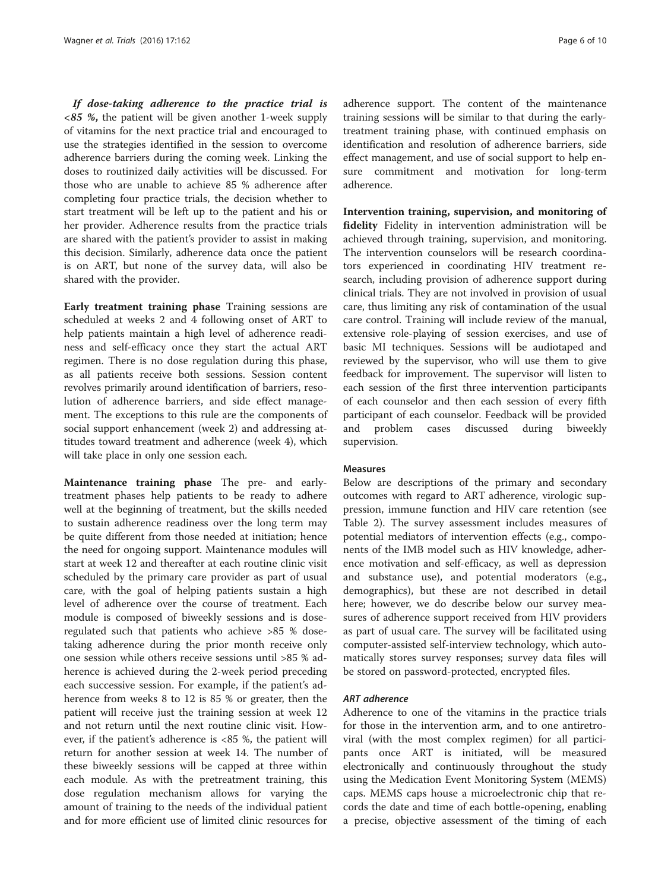***If dose-taking adherence to the practice trial is <85 %,*** the patient will be given another 1-week supply of vitamins for the next practice trial and encouraged to use the strategies identified in the session to overcome adherence barriers during the coming week. Linking the doses to routinized daily activities will be discussed. For those who are unable to achieve 85 % adherence after completing four practice trials, the decision whether to start treatment will be left up to the patient and his or her provider. Adherence results from the practice trials are shared with the patient's provider to assist in making this decision. Similarly, adherence data once the patient is on ART, but none of the survey data, will also be shared with the provider.

**Early treatment training phase** Training sessions are scheduled at weeks 2 and 4 following onset of ART to help patients maintain a high level of adherence readiness and self-efficacy once they start the actual ART regimen. There is no dose regulation during this phase, as all patients receive both sessions. Session content revolves primarily around identification of barriers, resolution of adherence barriers, and side effect management. The exceptions to this rule are the components of social support enhancement (week 2) and addressing attitudes toward treatment and adherence (week 4), which will take place in only one session each.

**Maintenance training phase** The pre- and early-treatment phases help patients to be ready to adhere well at the beginning of treatment, but the skills needed to sustain adherence readiness over the long term may be quite different from those needed at initiation; hence the need for ongoing support. Maintenance modules will start at week 12 and thereafter at each routine clinic visit scheduled by the primary care provider as part of usual care, with the goal of helping patients sustain a high level of adherence over the course of treatment. Each module is composed of biweekly sessions and is dose-regulated such that patients who achieve >85 % dose-taking adherence during the prior month receive only one session while others receive sessions until >85 % adherence is achieved during the 2-week period preceding each successive session. For example, if the patient's adherence from weeks 8 to 12 is 85 % or greater, then the patient will receive just the training session at week 12 and not return until the next routine clinic visit. However, if the patient's adherence is <85 %, the patient will return for another session at week 14. The number of these biweekly sessions will be capped at three within each module. As with the pretreatment training, this dose regulation mechanism allows for varying the amount of training to the needs of the individual patient and for more efficient use of limited clinic resources for adherence support. The content of the maintenance training sessions will be similar to that during the early-treatment training phase, with continued emphasis on identification and resolution of adherence barriers, side effect management, and use of social support to help ensure commitment and motivation for long-term adherence.

**Intervention training, supervision, and monitoring of fidelity** Fidelity in intervention administration will be achieved through training, supervision, and monitoring. The intervention counselors will be research coordinators experienced in coordinating HIV treatment research, including provision of adherence support during clinical trials. They are not involved in provision of usual care, thus limiting any risk of contamination of the usual care control. Training will include review of the manual, extensive role-playing of session exercises, and use of basic MI techniques. Sessions will be audiotaped and reviewed by the supervisor, who will use them to give feedback for improvement. The supervisor will listen to each session of the first three intervention participants of each counselor and then each session of every fifth participant of each counselor. Feedback will be provided and problem cases discussed during biweekly supervision.

### Measures

Below are descriptions of the primary and secondary outcomes with regard to ART adherence, virologic suppression, immune function and HIV care retention (see Table 2). The survey assessment includes measures of potential mediators of intervention effects (e.g., components of the IMB model such as HIV knowledge, adherence motivation and self-efficacy, as well as depression and substance use), and potential moderators (e.g., demographics), but these are not described in detail here; however, we do describe below our survey measures of adherence support received from HIV providers as part of usual care. The survey will be facilitated using computer-assisted self-interview technology, which automatically stores survey responses; survey data files will be stored on password-protected, encrypted files.

#### *ART adherence*

Adherence to one of the vitamins in the practice trials for those in the intervention arm, and to one antiretroviral (with the most complex regimen) for all participants once ART is initiated, will be measured electronically and continuously throughout the study using the Medication Event Monitoring System (MEMS) caps. MEMS caps house a microelectronic chip that records the date and time of each bottle-opening, enabling a precise, objective assessment of the timing of each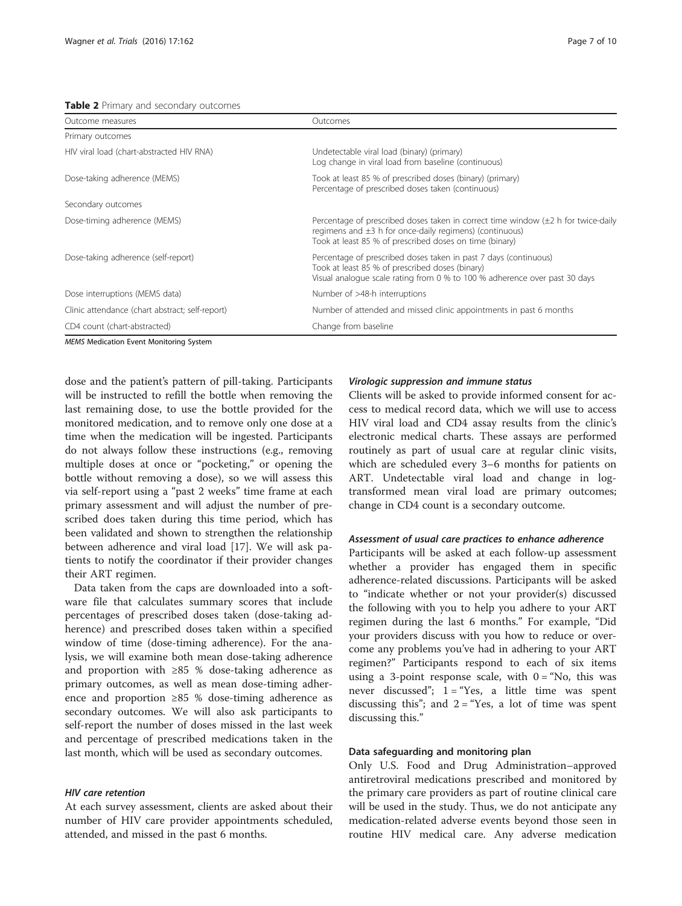**Table 2** Primary and secondary outcomes

| Outcome measures | Outcomes |
| --- | --- |
| Primary outcomes | |
| HIV viral load (chart-abstracted HIV RNA) | Undetectable viral load (binary) (primary)<br>Log change in viral load from baseline (continuous) |
| Dose-taking adherence (MEMS) | Took at least 85 % of prescribed doses (binary) (primary)<br>Percentage of prescribed doses taken (continuous) |
| Secondary outcomes | |
| Dose-timing adherence (MEMS) | Percentage of prescribed doses taken in correct time window (±2 h for twice-daily regimens and ±3 h for once-daily regimens) (continuous)<br>Took at least 85 % of prescribed doses on time (binary) |
| Dose-taking adherence (self-report) | Percentage of prescribed doses taken in past 7 days (continuous)<br>Took at least 85 % of prescribed doses (binary)<br>Visual analogue scale rating from 0 % to 100 % adherence over past 30 days |
| Dose interruptions (MEMS data) | Number of >48-h interruptions |
| Clinic attendance (chart abstract; self-report) | Number of attended and missed clinic appointments in past 6 months |
| CD4 count (chart-abstracted) | Change from baseline |

*MEMS* Medication Event Monitoring System

dose and the patient's pattern of pill-taking. Participants will be instructed to refill the bottle when removing the last remaining dose, to use the bottle provided for the monitored medication, and to remove only one dose at a time when the medication will be ingested. Participants do not always follow these instructions (e.g., removing multiple doses at once or "pocketing," or opening the bottle without removing a dose), so we will assess this via self-report using a "past 2 weeks" time frame at each primary assessment and will adjust the number of prescribed does taken during this time period, which has been validated and shown to strengthen the relationship between adherence and viral load [17]. We will ask patients to notify the coordinator if their provider changes their ART regimen.

Data taken from the caps are downloaded into a software file that calculates summary scores that include percentages of prescribed doses taken (dose-taking adherence) and prescribed doses taken within a specified window of time (dose-timing adherence). For the analysis, we will examine both mean dose-taking adherence and proportion with ≥85 % dose-taking adherence as primary outcomes, as well as mean dose-timing adherence and proportion ≥85 % dose-timing adherence as secondary outcomes. We will also ask participants to self-report the number of doses missed in the last week and percentage of prescribed medications taken in the last month, which will be used as secondary outcomes.

#### *HIV care retention*

At each survey assessment, clients are asked about their number of HIV care provider appointments scheduled, attended, and missed in the past 6 months.

#### *Virologic suppression and immune status*

Clients will be asked to provide informed consent for access to medical record data, which we will use to access HIV viral load and CD4 assay results from the clinic's electronic medical charts. These assays are performed routinely as part of usual care at regular clinic visits, which are scheduled every 3–6 months for patients on ART. Undetectable viral load and change in log-transformed mean viral load are primary outcomes; change in CD4 count is a secondary outcome.

#### *Assessment of usual care practices to enhance adherence*

Participants will be asked at each follow-up assessment whether a provider has engaged them in specific adherence-related discussions. Participants will be asked to "indicate whether or not your provider(s) discussed the following with you to help you adhere to your ART regimen during the last 6 months." For example, "Did your providers discuss with you how to reduce or overcome any problems you've had in adhering to your ART regimen?" Participants respond to each of six items using a 3-point response scale, with 0 = "No, this was never discussed"; 1 = "Yes, a little time was spent discussing this"; and 2 = "Yes, a lot of time was spent discussing this."

### Data safeguarding and monitoring plan

Only U.S. Food and Drug Administration–approved antiretroviral medications prescribed and monitored by the primary care providers as part of routine clinical care will be used in the study. Thus, we do not anticipate any medication-related adverse events beyond those seen in routine HIV medical care. Any adverse medication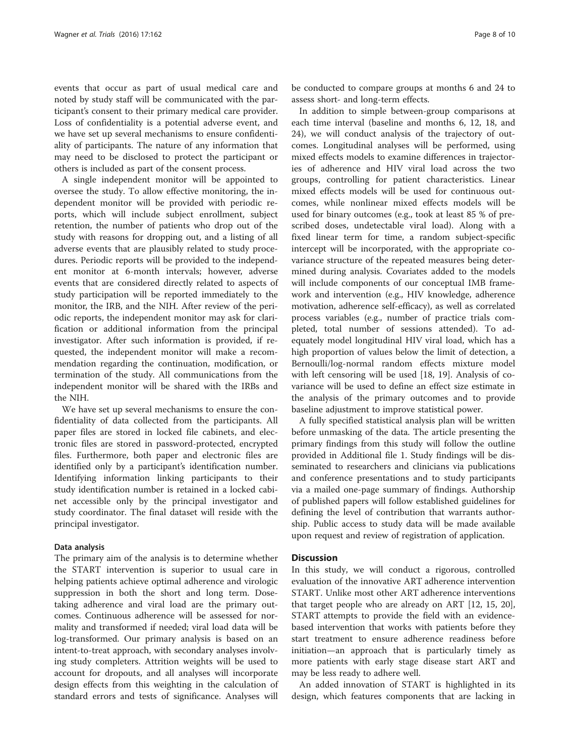events that occur as part of usual medical care and noted by study staff will be communicated with the participant's consent to their primary medical care provider. Loss of confidentiality is a potential adverse event, and we have set up several mechanisms to ensure confidentiality of participants. The nature of any information that may need to be disclosed to protect the participant or others is included as part of the consent process.

A single independent monitor will be appointed to oversee the study. To allow effective monitoring, the independent monitor will be provided with periodic reports, which will include subject enrollment, subject retention, the number of patients who drop out of the study with reasons for dropping out, and a listing of all adverse events that are plausibly related to study procedures. Periodic reports will be provided to the independent monitor at 6-month intervals; however, adverse events that are considered directly related to aspects of study participation will be reported immediately to the monitor, the IRB, and the NIH. After review of the periodic reports, the independent monitor may ask for clarification or additional information from the principal investigator. After such information is provided, if requested, the independent monitor will make a recommendation regarding the continuation, modification, or termination of the study. All communications from the independent monitor will be shared with the IRBs and the NIH.

We have set up several mechanisms to ensure the confidentiality of data collected from the participants. All paper files are stored in locked file cabinets, and electronic files are stored in password-protected, encrypted files. Furthermore, both paper and electronic files are identified only by a participant's identification number. Identifying information linking participants to their study identification number is retained in a locked cabinet accessible only by the principal investigator and study coordinator. The final dataset will reside with the principal investigator.

#### Data analysis

The primary aim of the analysis is to determine whether the START intervention is superior to usual care in helping patients achieve optimal adherence and virologic suppression in both the short and long term. Dose-taking adherence and viral load are the primary outcomes. Continuous adherence will be assessed for normality and transformed if needed; viral load data will be log-transformed. Our primary analysis is based on an intent-to-treat approach, with secondary analyses involving study completers. Attrition weights will be used to account for dropouts, and all analyses will incorporate design effects from this weighting in the calculation of standard errors and tests of significance. Analyses will be conducted to compare groups at months 6 and 24 to assess short- and long-term effects.

In addition to simple between-group comparisons at each time interval (baseline and months 6, 12, 18, and 24), we will conduct analysis of the trajectory of outcomes. Longitudinal analyses will be performed, using mixed effects models to examine differences in trajectories of adherence and HIV viral load across the two groups, controlling for patient characteristics. Linear mixed effects models will be used for continuous outcomes, while nonlinear mixed effects models will be used for binary outcomes (e.g., took at least 85 % of prescribed doses, undetectable viral load). Along with a fixed linear term for time, a random subject-specific intercept will be incorporated, with the appropriate covariance structure of the repeated measures being determined during analysis. Covariates added to the models will include components of our conceptual IMB framework and intervention (e.g., HIV knowledge, adherence motivation, adherence self-efficacy), as well as correlated process variables (e.g., number of practice trials completed, total number of sessions attended). To adequately model longitudinal HIV viral load, which has a high proportion of values below the limit of detection, a Bernoulli/log-normal random effects mixture model with left censoring will be used [18, 19]. Analysis of covariance will be used to define an effect size estimate in the analysis of the primary outcomes and to provide baseline adjustment to improve statistical power.

A fully specified statistical analysis plan will be written before unmasking of the data. The article presenting the primary findings from this study will follow the outline provided in Additional file 1. Study findings will be disseminated to researchers and clinicians via publications and conference presentations and to study participants via a mailed one-page summary of findings. Authorship of published papers will follow established guidelines for defining the level of contribution that warrants authorship. Public access to study data will be made available upon request and review of registration of application.

## Discussion

In this study, we will conduct a rigorous, controlled evaluation of the innovative ART adherence intervention START. Unlike most other ART adherence interventions that target people who are already on ART [12, 15, 20], START attempts to provide the field with an evidence-based intervention that works with patients before they start treatment to ensure adherence readiness before initiation—an approach that is particularly timely as more patients with early stage disease start ART and may be less ready to adhere well.

An added innovation of START is highlighted in its design, which features components that are lacking in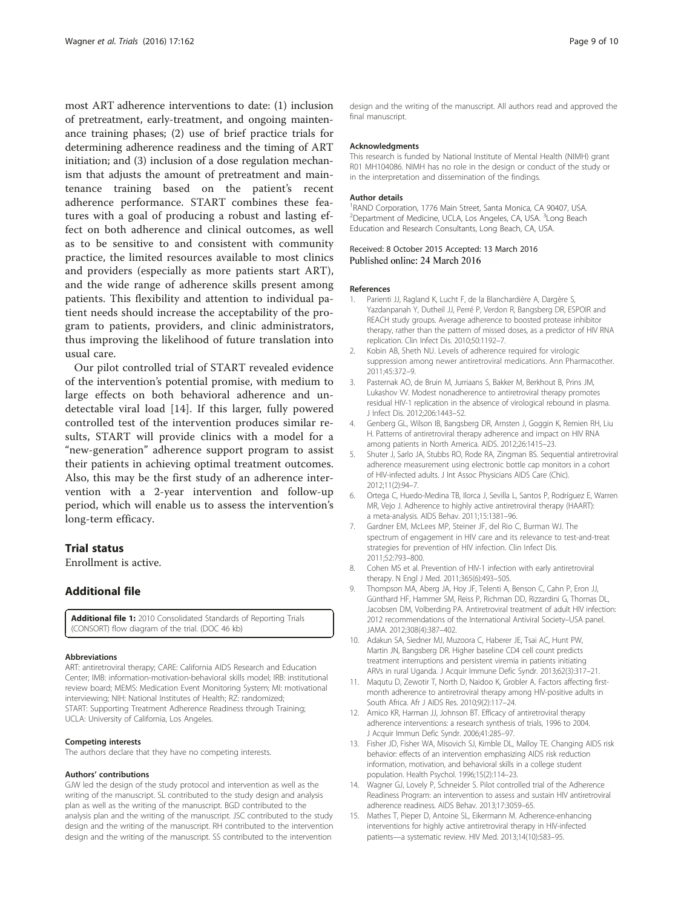most ART adherence interventions to date: (1) inclusion of pretreatment, early-treatment, and ongoing maintenance training phases; (2) use of brief practice trials for determining adherence readiness and the timing of ART initiation; and (3) inclusion of a dose regulation mechanism that adjusts the amount of pretreatment and maintenance training based on the patient's recent adherence performance. START combines these features with a goal of producing a robust and lasting effect on both adherence and clinical outcomes, as well as to be sensitive to and consistent with community practice, the limited resources available to most clinics and providers (especially as more patients start ART), and the wide range of adherence skills present among patients. This flexibility and attention to individual patient needs should increase the acceptability of the program to patients, providers, and clinic administrators, thus improving the likelihood of future translation into usual care.

Our pilot controlled trial of START revealed evidence of the intervention's potential promise, with medium to large effects on both behavioral adherence and undetectable viral load [14]. If this larger, fully powered controlled test of the intervention produces similar results, START will provide clinics with a model for a "new-generation" adherence support program to assist their patients in achieving optimal treatment outcomes. Also, this may be the first study of an adherence intervention with a 2-year intervention and follow-up period, which will enable us to assess the intervention's long-term efficacy.

## Trial status

Enrollment is active.

## Additional file

**Additional file 1:** 2010 Consolidated Standards of Reporting Trials (CONSORT) flow diagram of the trial. (DOC 46 kb)

#### Abbreviations

ART: antiretroviral therapy; CARE: California AIDS Research and Education Center; IMB: information-motivation-behavioral skills model; IRB: institutional review board; MEMS: Medication Event Monitoring System; MI: motivational interviewing; NIH: National Institutes of Health; RZ: randomized; START: Supporting Treatment Adherence Readiness through Training; UCLA: University of California, Los Angeles.

#### Competing interests

The authors declare that they have no competing interests.

#### Authors' contributions

GJW led the design of the study protocol and intervention as well as the writing of the manuscript. SL contributed to the study design and analysis plan as well as the writing of the manuscript. BGD contributed to the analysis plan and the writing of the manuscript. JSC contributed to the study design and the writing of the manuscript. RH contributed to the intervention design and the writing of the manuscript. SS contributed to the intervention design and the writing of the manuscript. All authors read and approved the final manuscript.

#### Acknowledgments

This research is funded by National Institute of Mental Health (NIMH) grant R01 MH104086. NIMH has no role in the design or conduct of the study or in the interpretation and dissemination of the findings.

#### Author details

[1]RAND Corporation, 1776 Main Street, Santa Monica, CA 90407, USA. [2]Department of Medicine, UCLA, Los Angeles, CA, USA. [3]Long Beach Education and Research Consultants, Long Beach, CA, USA.

Received: 8 October 2015 Accepted: 13 March 2016
Published online: 24 March 2016

#### References

1. Parienti JJ, Ragland K, Lucht F, de la Blanchardière A, Dargère S, Yazdanpanah Y, Dutheil JJ, Perré P, Verdon R, Bangsberg DR, ESPOIR and REACH study groups. Average adherence to boosted protease inhibitor therapy, rather than the pattern of missed doses, as a predictor of HIV RNA replication. Clin Infect Dis. 2010;50:1192–7.
2. Kobin AB, Sheth NU. Levels of adherence required for virologic suppression among newer antiretroviral medications. Ann Pharmacother. 2011;45:372–9.
3. Pasternak AO, de Bruin M, Jurriaans S, Bakker M, Berkhout B, Prins JM, Lukashov VV. Modest nonadherence to antiretroviral therapy promotes residual HIV-1 replication in the absence of virological rebound in plasma. J Infect Dis. 2012;206:1443–52.
4. Genberg GL, Wilson IB, Bangsberg DR, Arnsten J, Goggin K, Remien RH, Liu H. Patterns of antiretroviral therapy adherence and impact on HIV RNA among patients in North America. AIDS. 2012;26:1415–23.
5. Shuter J, Sarlo JA, Stubbs RO, Rode RA, Zingman BS. Sequential antiretroviral adherence measurement using electronic bottle cap monitors in a cohort of HIV-infected adults. J Int Assoc Physicians AIDS Care (Chic). 2012;11(2):94–7.
6. Ortega C, Huedo-Medina TB, Ilorca J, Sevilla L, Santos P, Rodríguez E, Warren MR, Vejo J. Adherence to highly active antiretroviral therapy (HAART): a meta-analysis. AIDS Behav. 2011;15:1381–96.
7. Gardner EM, McLees MP, Steiner JF, del Rio C, Burman WJ. The spectrum of engagement in HIV care and its relevance to test-and-treat strategies for prevention of HIV infection. Clin Infect Dis. 2011;52:793–800.
8. Cohen MS et al. Prevention of HIV-1 infection with early antiretroviral therapy. N Engl J Med. 2011;365(6):493–505.
9. Thompson MA, Aberg JA, Hoy JF, Telenti A, Benson C, Cahn P, Eron JJ, Günthard HF, Hammer SM, Reiss P, Richman DD, Rizzardini G, Thomas DL, Jacobsen DM, Volberding PA. Antiretroviral treatment of adult HIV infection: 2012 recommendations of the International Antiviral Society–USA panel. JAMA. 2012;308(4):387–402.
10. Adakun SA, Siedner MJ, Muzoora C, Haberer JE, Tsai AC, Hunt PW, Martin JN, Bangsberg DR. Higher baseline CD4 cell count predicts treatment interruptions and persistent viremia in patients initiating ARVs in rural Uganda. J Acquir Immune Defic Syndr. 2013;62(3):317–21.
11. Maqutu D, Zewotir T, North D, Naidoo K, Grobler A. Factors affecting first-month adherence to antiretroviral therapy among HIV-positive adults in South Africa. Afr J AIDS Res. 2010;9(2):117–24.
12. Amico KR, Harman JJ, Johnson BT. Efficacy of antiretroviral therapy adherence interventions: a research synthesis of trials, 1996 to 2004. J Acquir Immun Defic Syndr. 2006;41:285–97.
13. Fisher JD, Fisher WA, Misovich SJ, Kimble DL, Malloy TE. Changing AIDS risk behavior: effects of an intervention emphasizing AIDS risk reduction information, motivation, and behavioral skills in a college student population. Health Psychol. 1996;15(2):114–23.
14. Wagner GJ, Lovely P, Schneider S. Pilot controlled trial of the Adherence Readiness Program: an intervention to assess and sustain HIV antiretroviral adherence readiness. AIDS Behav. 2013;17:3059–65.
15. Mathes T, Pieper D, Antoine SL, Eikermann M. Adherence-enhancing interventions for highly active antiretroviral therapy in HIV-infected patients—a systematic review. HIV Med. 2013;14(10):583–95.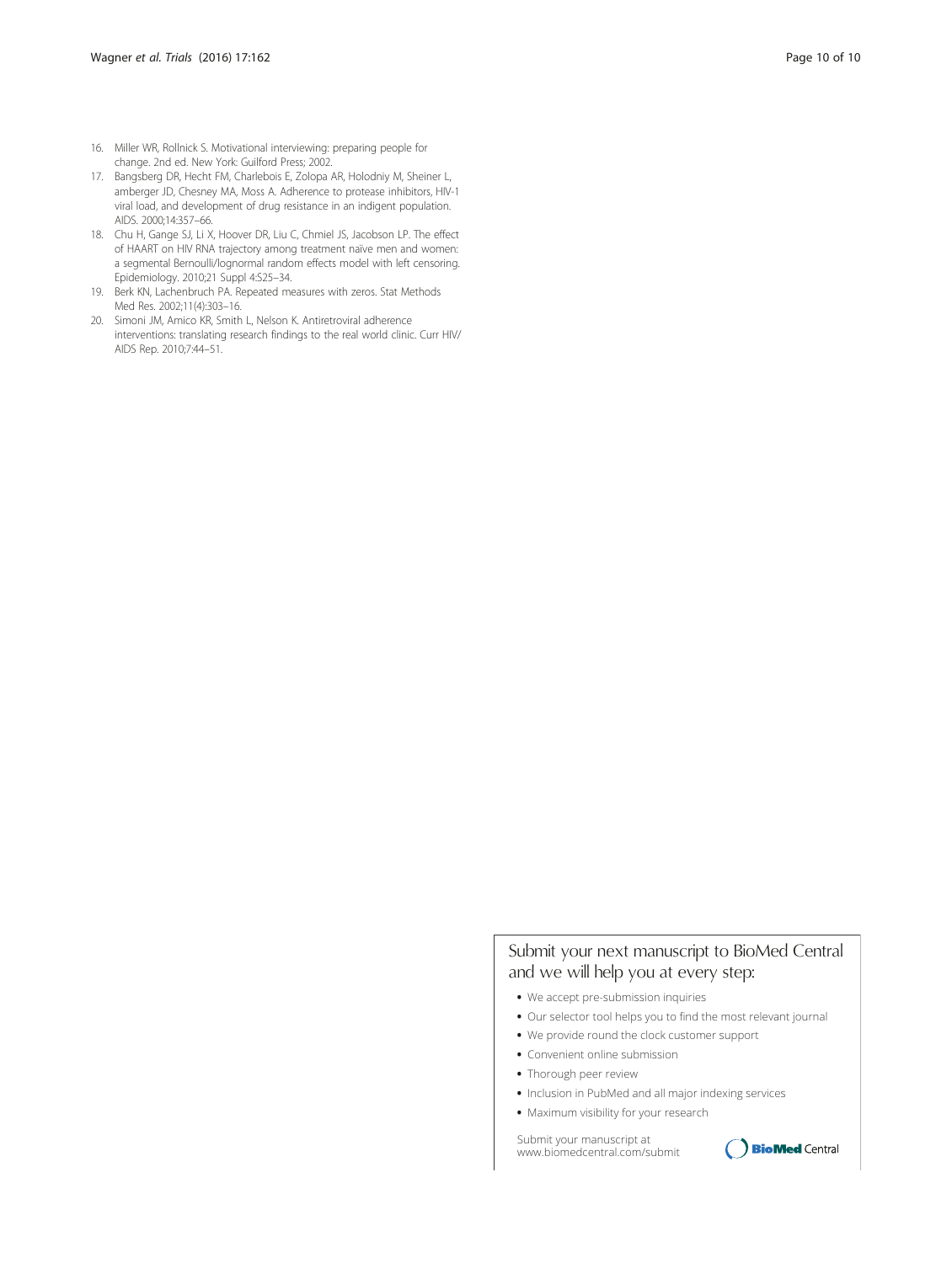16. Miller WR, Rollnick S. Motivational interviewing: preparing people for change. 2nd ed. New York: Guilford Press; 2002.
17. Bangsberg DR, Hecht FM, Charlebois E, Zolopa AR, Holodniy M, Sheiner L, amberger JD, Chesney MA, Moss A. Adherence to protease inhibitors, HIV-1 viral load, and development of drug resistance in an indigent population. AIDS. 2000;14:357–66.
18. Chu H, Gange SJ, Li X, Hoover DR, Liu C, Chmiel JS, Jacobson LP. The effect of HAART on HIV RNA trajectory among treatment naïve men and women: a segmental Bernoulli/lognormal random effects model with left censoring. Epidemiology. 2010;21 Suppl 4:S25–34.
19. Berk KN, Lachenbruch PA. Repeated measures with zeros. Stat Methods Med Res. 2002;11(4):303–16.
20. Simoni JM, Amico KR, Smith L, Nelson K. Antiretroviral adherence interventions: translating research findings to the real world clinic. Curr HIV/AIDS Rep. 2010;7:44–51.

Submit your next manuscript to BioMed Central and we will help you at every step:

- We accept pre-submission inquiries
- Our selector tool helps you to find the most relevant journal
- We provide round the clock customer support
- Convenient online submission
- Thorough peer review
- Inclusion in PubMed and all major indexing services
- Maximum visibility for your research

Submit your manuscript at www.biomedcentral.com/submit

BioMed Central